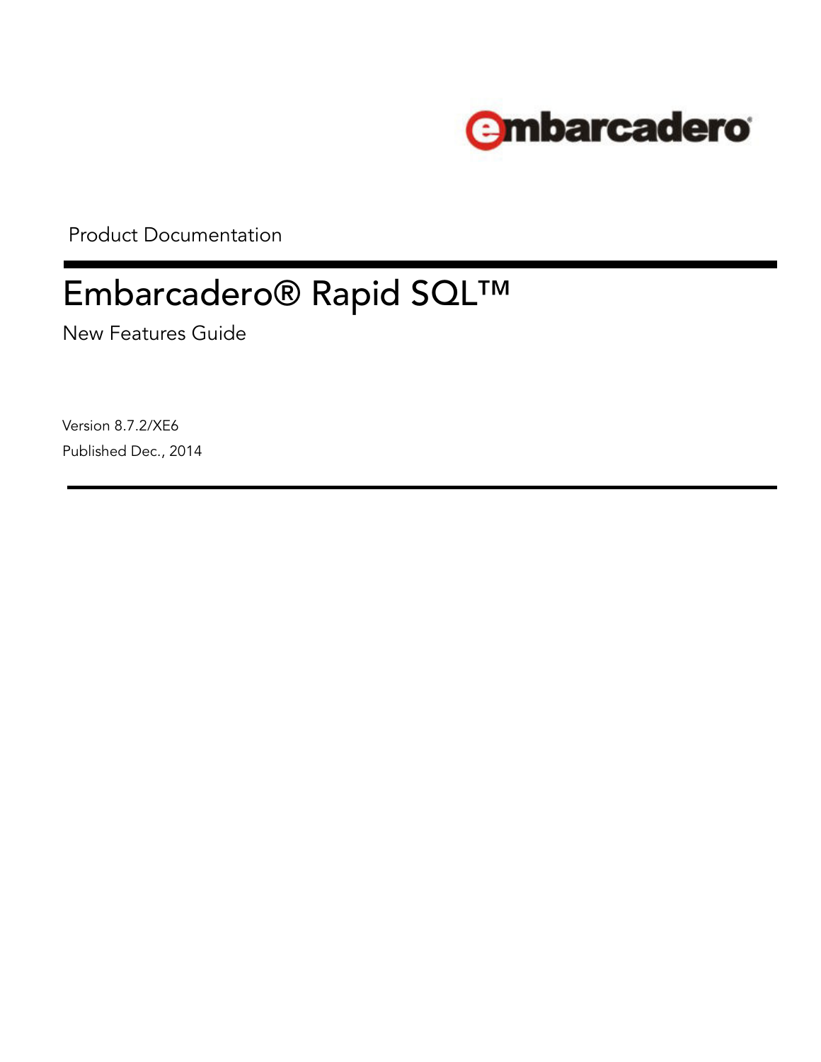embarcadero

Product Documentation

# Embarcadero® Rapid SQL™

New Features Guide

Version 8.7.2/XE6

Published Dec., 2014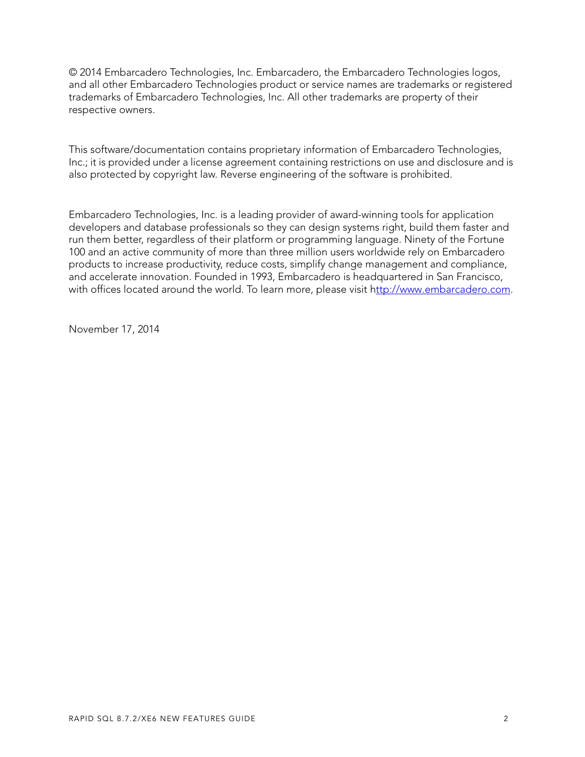© 2014 Embarcadero Technologies, Inc. Embarcadero, the Embarcadero Technologies logos, and all other Embarcadero Technologies product or service names are trademarks or registered trademarks of Embarcadero Technologies, Inc. All other trademarks are property of their respective owners.

This software/documentation contains proprietary information of Embarcadero Technologies, Inc.; it is provided under a license agreement containing restrictions on use and disclosure and is also protected by copyright law. Reverse engineering of the software is prohibited.

Embarcadero Technologies, Inc. is a leading provider of award-winning tools for application developers and database professionals so they can design systems right, build them faster and run them better, regardless of their platform or programming language. Ninety of the Fortune 100 and an active community of more than three million users worldwide rely on Embarcadero products to increase productivity, reduce costs, simplify change management and compliance, and accelerate innovation. Founded in 1993, Embarcadero is headquartered in San Francisco, with offices located around the world. To learn more, please visit http://www.embarcadero.com.

November 17, 2014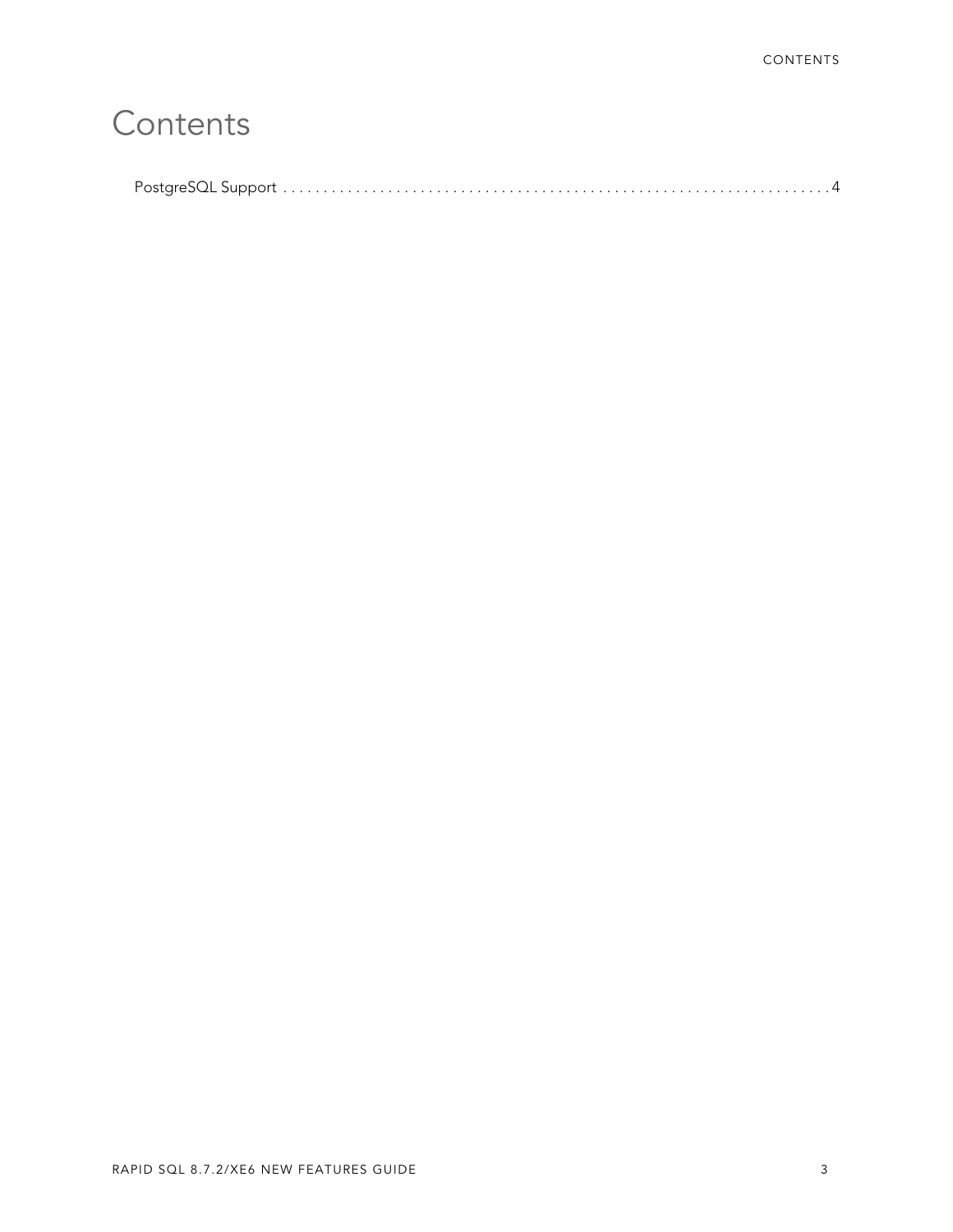# Contents

PostgreSQL Support . . . . . . . . . . . . . . . . . . . . . . . . . . . . . . . . . . . . . . . . . . . . . . . . . . . . . . . . . . . . . . . . . 4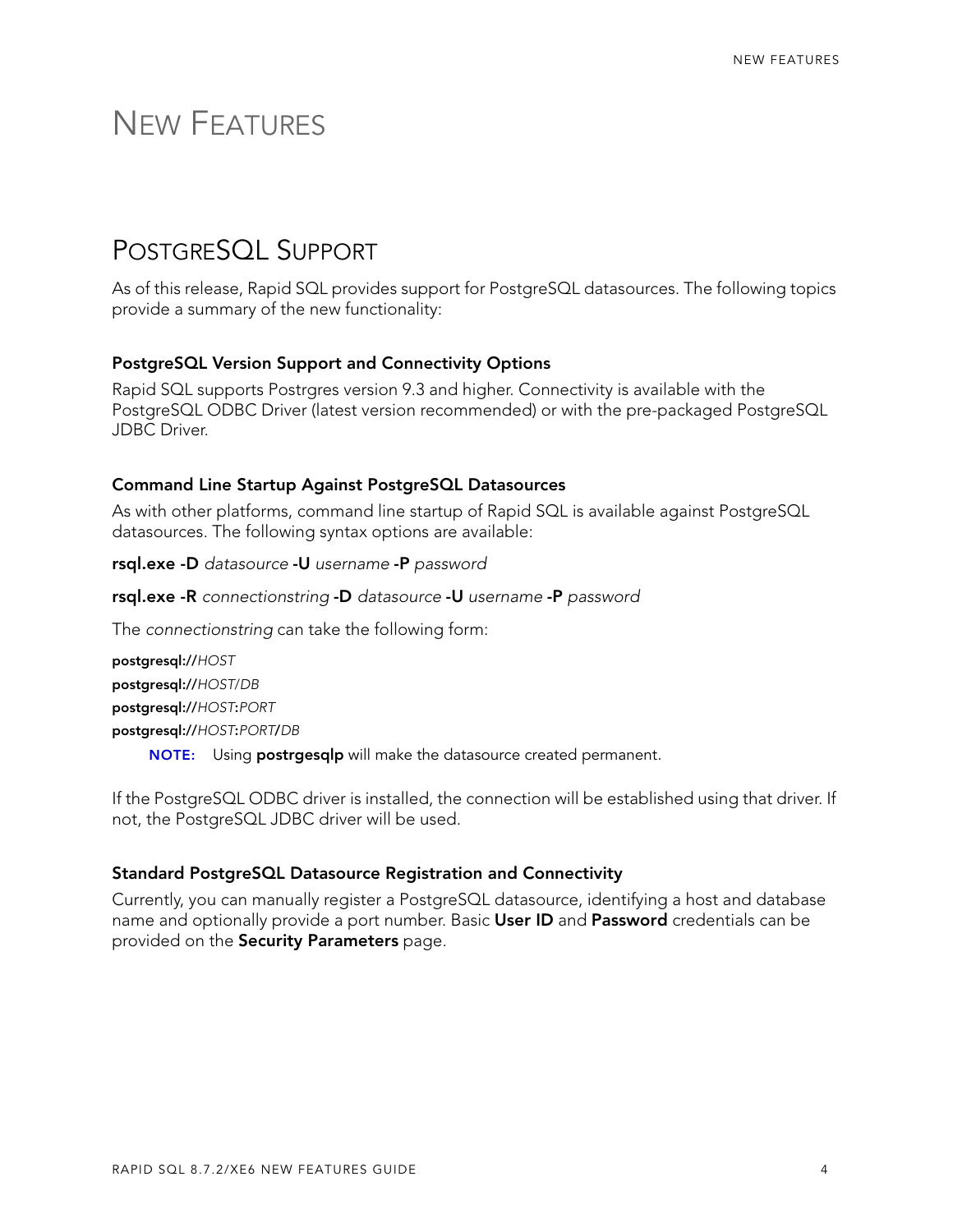# NEW FEATURES

## POSTGRESQL SUPPORT

As of this release, Rapid SQL provides support for PostgreSQL datasources. The following topics provide a summary of the new functionality:

### PostgreSQL Version Support and Connectivity Options

Rapid SQL supports Postrgres version 9.3 and higher. Connectivity is available with the PostgreSQL ODBC Driver (latest version recommended) or with the pre-packaged PostgreSQL JDBC Driver.

### Command Line Startup Against PostgreSQL Datasources

As with other platforms, command line startup of Rapid SQL is available against PostgreSQL datasources. The following syntax options are available:

**rsql.exe -D** *datasource* **-U** *username* **-P** *password*

**rsql.exe -R** *connectionstring* **-D** *datasource* **-U** *username* **-P** *password*

The *connectionstring* can take the following form:

**postgresql://***HOST*

**postgresql://***HOST/DB*

**postgresql://***HOST***:***PORT*

**postgresql://***HOST***:***PORT***/***DB*

> **NOTE:** Using **postrgesqlp** will make the datasource created permanent.

If the PostgreSQL ODBC driver is installed, the connection will be established using that driver. If not, the PostgreSQL JDBC driver will be used.

### Standard PostgreSQL Datasource Registration and Connectivity

Currently, you can manually register a PostgreSQL datasource, identifying a host and database name and optionally provide a port number. Basic **User ID** and **Password** credentials can be provided on the **Security Parameters** page.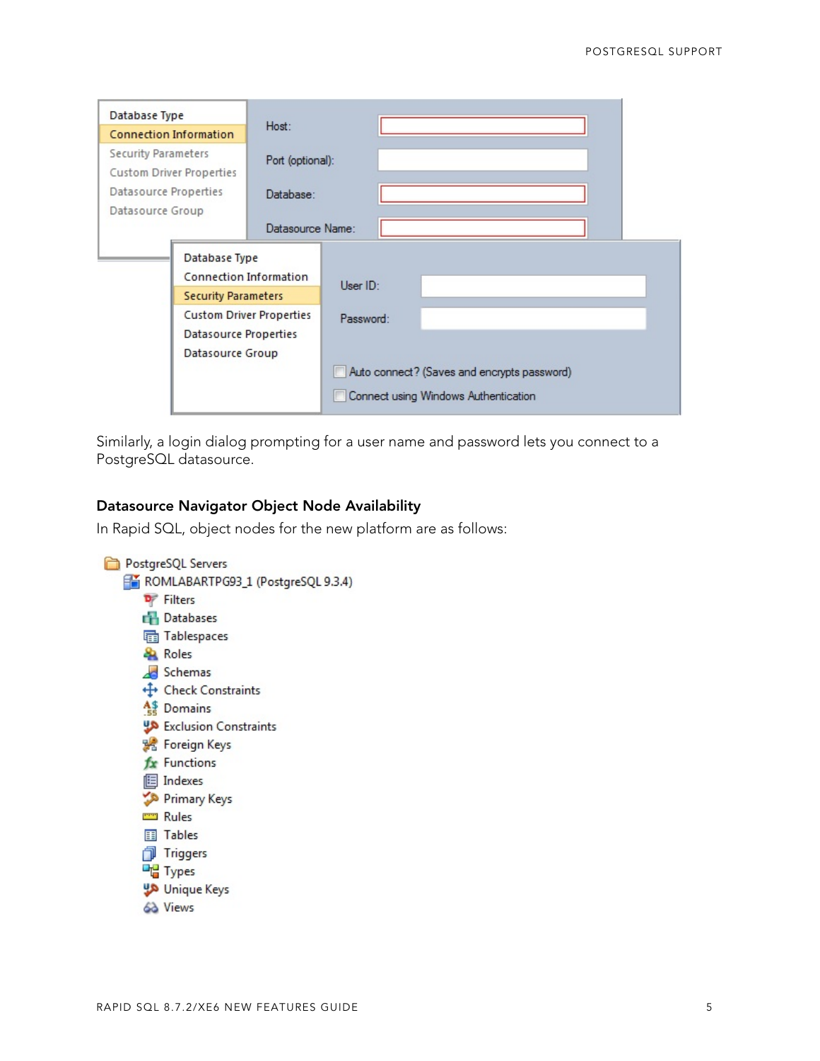Similarly, a login dialog prompting for a user name and password lets you connect to a PostgreSQL datasource.

### Datasource Navigator Object Node Availability

In Rapid SQL, object nodes for the new platform are as follows: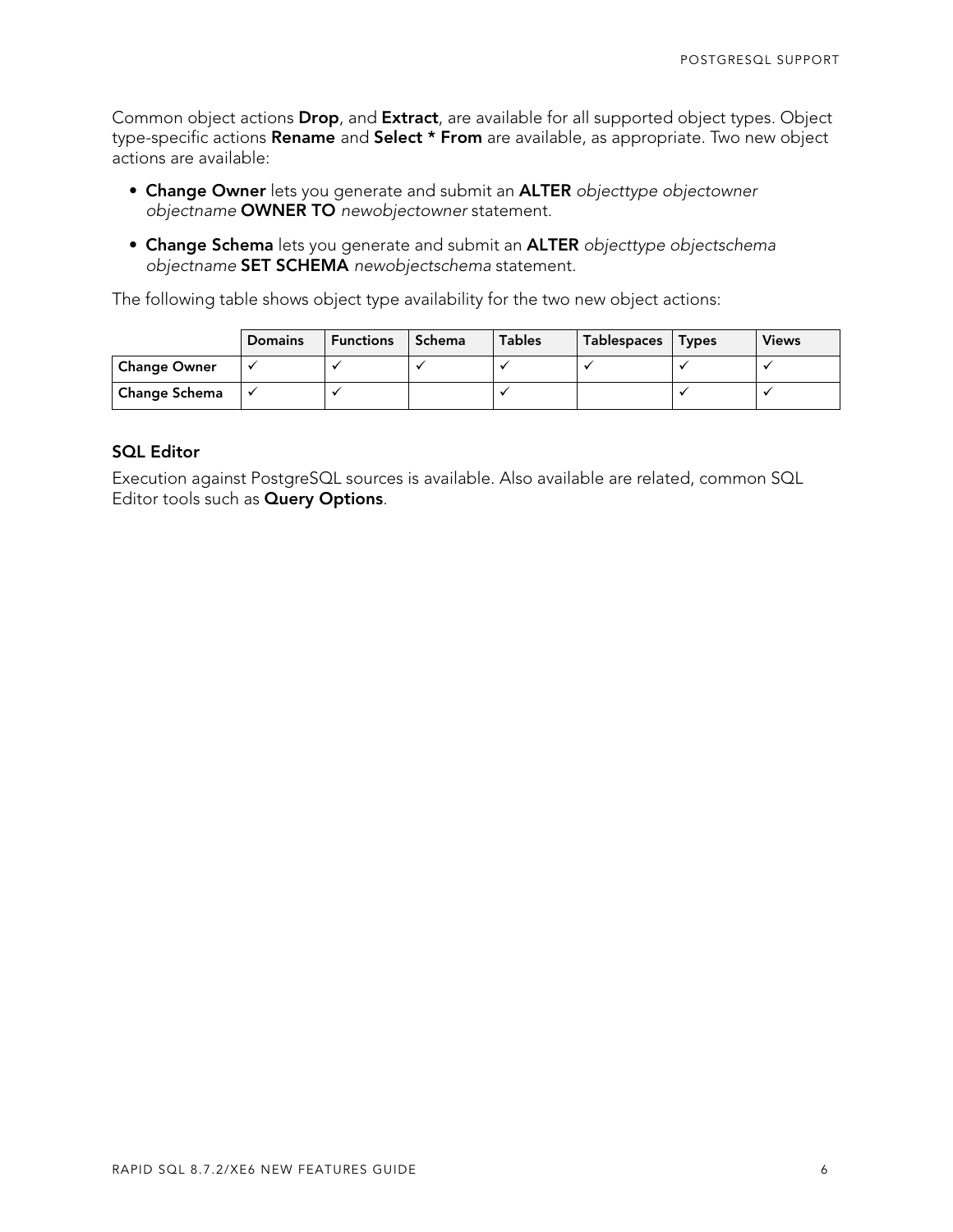Common object actions **Drop**, and **Extract**, are available for all supported object types. Object type-specific actions **Rename** and **Select * From** are available, as appropriate. Two new object actions are available:

- **Change Owner** lets you generate and submit an **ALTER** *objecttype objectowner objectname* **OWNER TO** *newobjectowner* statement.
- **Change Schema** lets you generate and submit an **ALTER** *objecttype objectschema objectname* **SET SCHEMA** *newobjectschema* statement.

The following table shows object type availability for the two new object actions:

| | Domains | Functions | Schema | Tables | Tablespaces | Types | Views |
|---|---|---|---|---|---|---|---|
| **Change Owner** | ✓ | ✓ | ✓ | ✓ | ✓ | ✓ | ✓ |
| **Change Schema** | ✓ | ✓ | | ✓ | | ✓ | ✓ |

### SQL Editor

Execution against PostgreSQL sources is available. Also available are related, common SQL Editor tools such as **Query Options**.